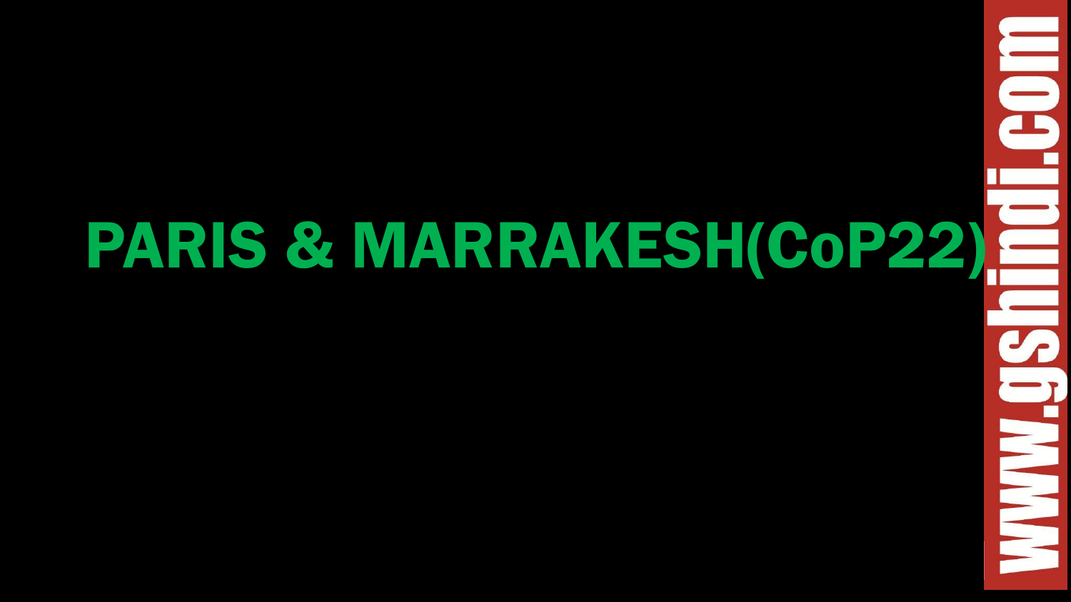# PARIS & MARRAKESH(CoP22)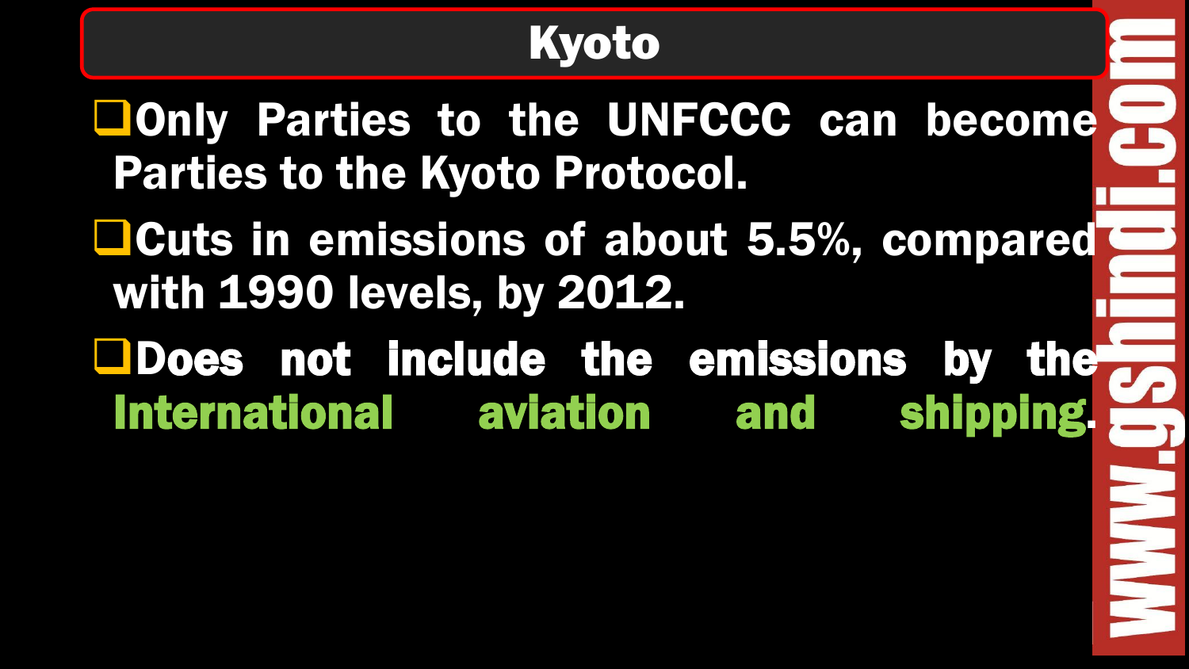# Kyoto

- Only Parties to the UNFCCC can become Parties to the Kyoto Protocol.
- Cuts in emissions of about 5.5%, compared with 1990 levels, by 2012.
- Does not include the emissions by the International aviation and shipping.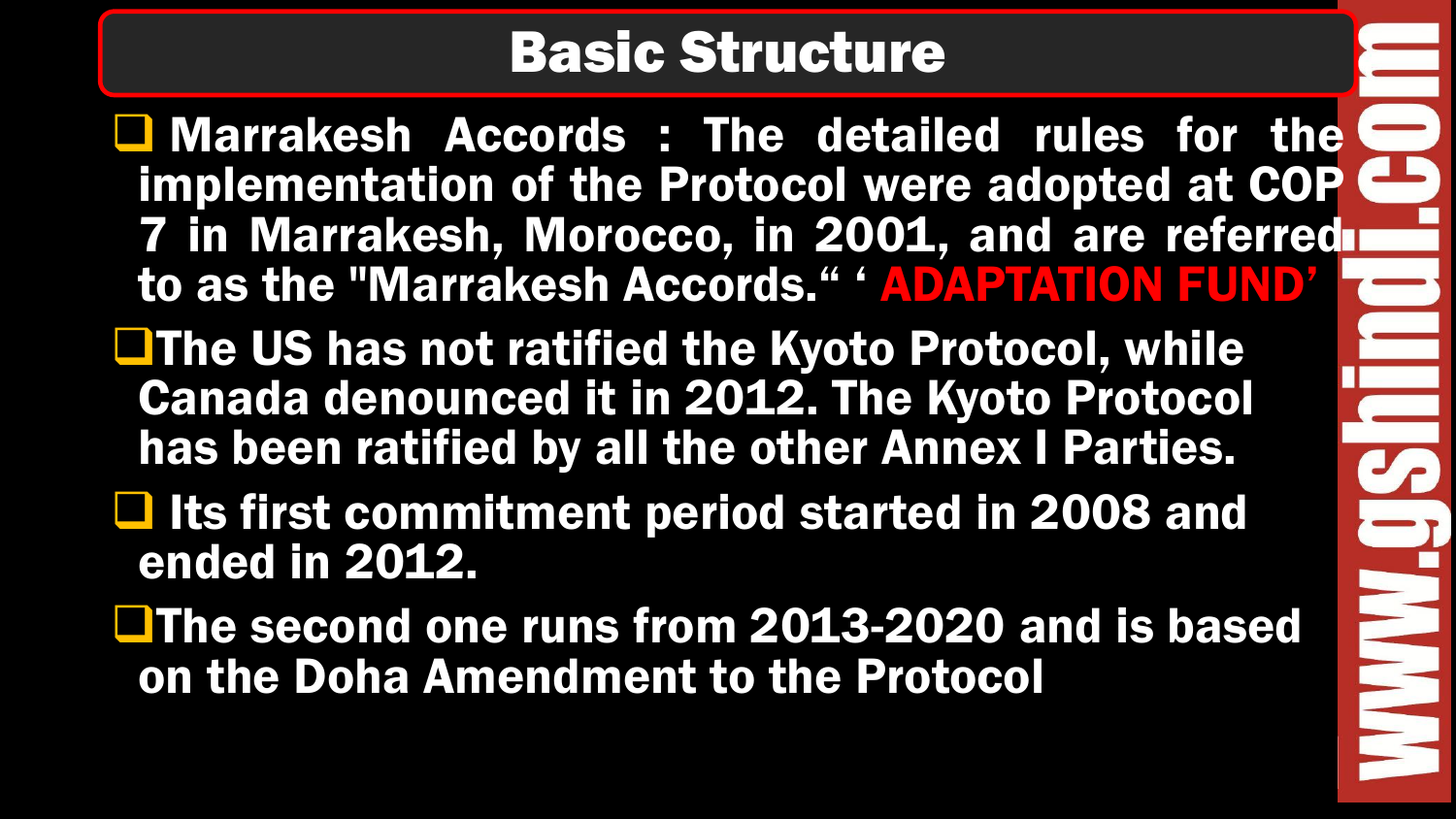# Basic Structure

- Marrakesh Accords : The detailed rules for the implementation of the Protocol were adopted at COP 7 in Marrakesh, Morocco, in 2001, and are referred to as the "Marrakesh Accords." ' ADAPTATION FUND'
- The US has not ratified the Kyoto Protocol, while Canada denounced it in 2012. The Kyoto Protocol has been ratified by all the other Annex I Parties.
- Its first commitment period started in 2008 and ended in 2012.
- The second one runs from 2013-2020 and is based on the Doha Amendment to the Protocol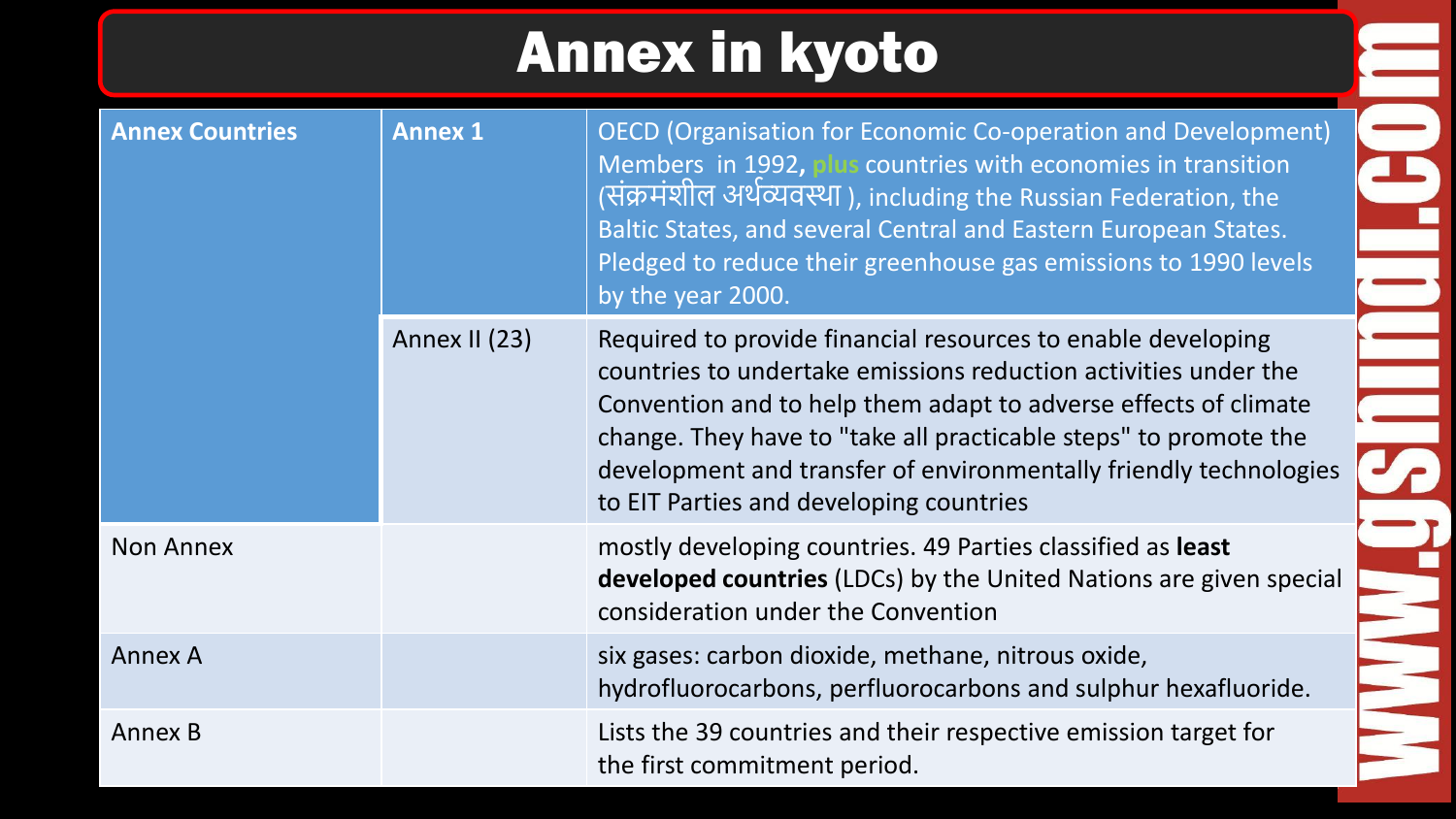# Annex in kyoto

| Annex Countries | Annex 1 | OECD (Organisation for Economic Co-operation and Development) Members in 1992, plus countries with economies in transition (संक्रमंशील अर्थव्यवस्था ), including the Russian Federation, the Baltic States, and several Central and Eastern European States. Pledged to reduce their greenhouse gas emissions to 1990 levels by the year 2000. |
|---|---|---|
| | Annex II (23) | Required to provide financial resources to enable developing countries to undertake emissions reduction activities under the Convention and to help them adapt to adverse effects of climate change. They have to "take all practicable steps" to promote the development and transfer of environmentally friendly technologies to EIT Parties and developing countries |
| Non Annex | | mostly developing countries. 49 Parties classified as **least developed countries** (LDCs) by the United Nations are given special consideration under the Convention |
| Annex A | | six gases: carbon dioxide, methane, nitrous oxide, hydrofluorocarbons, perfluorocarbons and sulphur hexafluoride. |
| Annex B | | Lists the 39 countries and their respective emission target for the first commitment period. |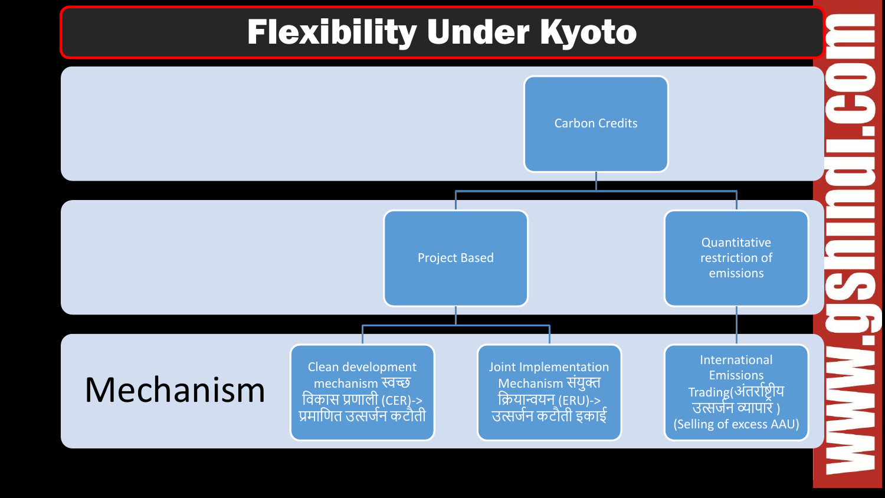# Flexibility Under Kyoto

- Carbon Credits
  - Project Based
    - Clean development mechanism स्वच्छ विकास प्रणाली (CER)-> प्रमाणित उत्सर्जन कटौती
    - Joint Implementation Mechanism संयुक्त क्रियान्वयन (ERU)-> उत्सर्जन कटौती इकाई
  - Quantitative restriction of emissions
    - International Emissions Trading(अंतर्राष्ट्रीय उत्सर्जन व्यापार ) (Selling of excess AAU)

Mechanism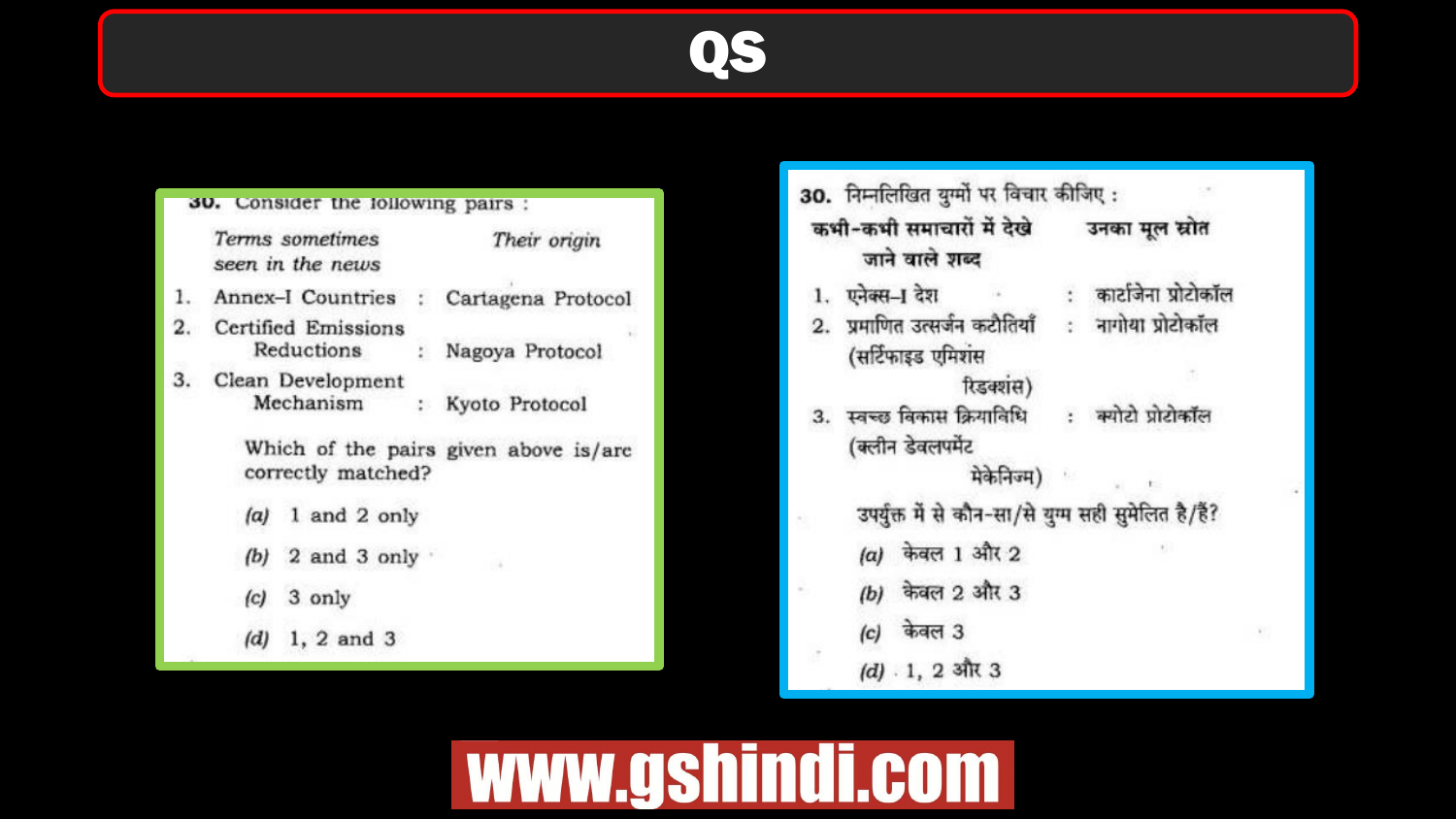# QS

30. Consider the following pairs :

| Terms sometimes seen in the news | | Their origin |
|---|---|---|
| 1. Annex–I Countries | : | Cartagena Protocol |
| 2. Certified Emissions Reductions | : | Nagoya Protocol |
| 3. Clean Development Mechanism | : | Kyoto Protocol |

Which of the pairs given above is/are correctly matched?

(a) 1 and 2 only

(b) 2 and 3 only

(c) 3 only

(d) 1, 2 and 3

30. निम्नलिखित युग्मों पर विचार कीजिए :

| कभी-कभी समाचारों में देखे जाने वाले शब्द | | उनका मूल स्रोत |
|---|---|---|
| 1. एनेक्स–I देश | : | कार्टाजेना प्रोटोकॉल |
| 2. प्रमाणित उत्सर्जन कटौतियाँ (सर्टिफाइड एमिशंस रिडक्शंस) | : | नागोया प्रोटोकॉल |
| 3. स्वच्छ विकास क्रियाविधि (क्लीन डेवलपमेंट मेकेनिज्म) | : | क्योटो प्रोटोकॉल |

उपर्युक्त में से कौन-सा/से युग्म सही सुमेलित है/हैं?

(a) केवल 1 और 2

(b) केवल 2 और 3

(c) केवल 3

(d) 1, 2 और 3

www.gshindi.com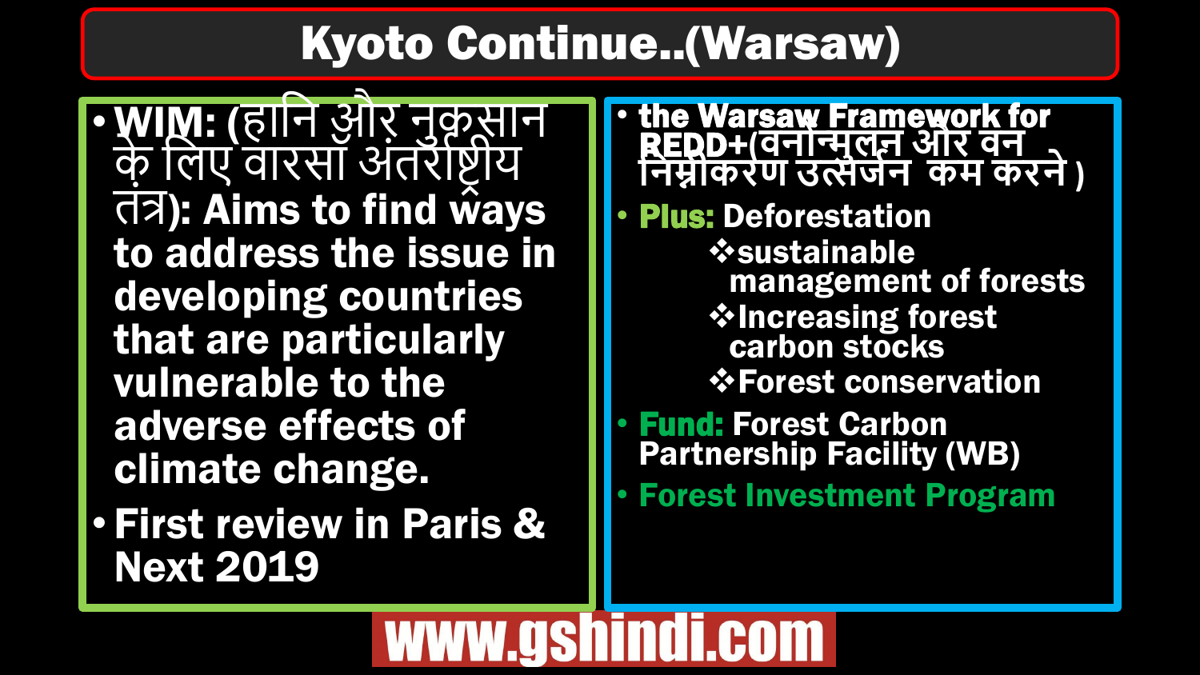# Kyoto Continue..(Warsaw)

- **WIM: (हानि और नुकसान के लिए वारसा अंतर्राष्ट्रीय तंत्र): Aims to find ways to address the issue in developing countries that are particularly vulnerable to the adverse effects of climate change.**
- **First review in Paris & Next 2019**

- **the Warsaw Framework for REDD+(वनोन्मूलन और वन निम्नीकरण उत्सर्जन कम करने )**
- **Plus: Deforestation**
  - ❖ **sustainable management of forests**
  - ❖ **Increasing forest carbon stocks**
  - ❖ **Forest conservation**
- **Fund: Forest Carbon Partnership Facility (WB)**
- **Forest Investment Program**

www.gshindi.com